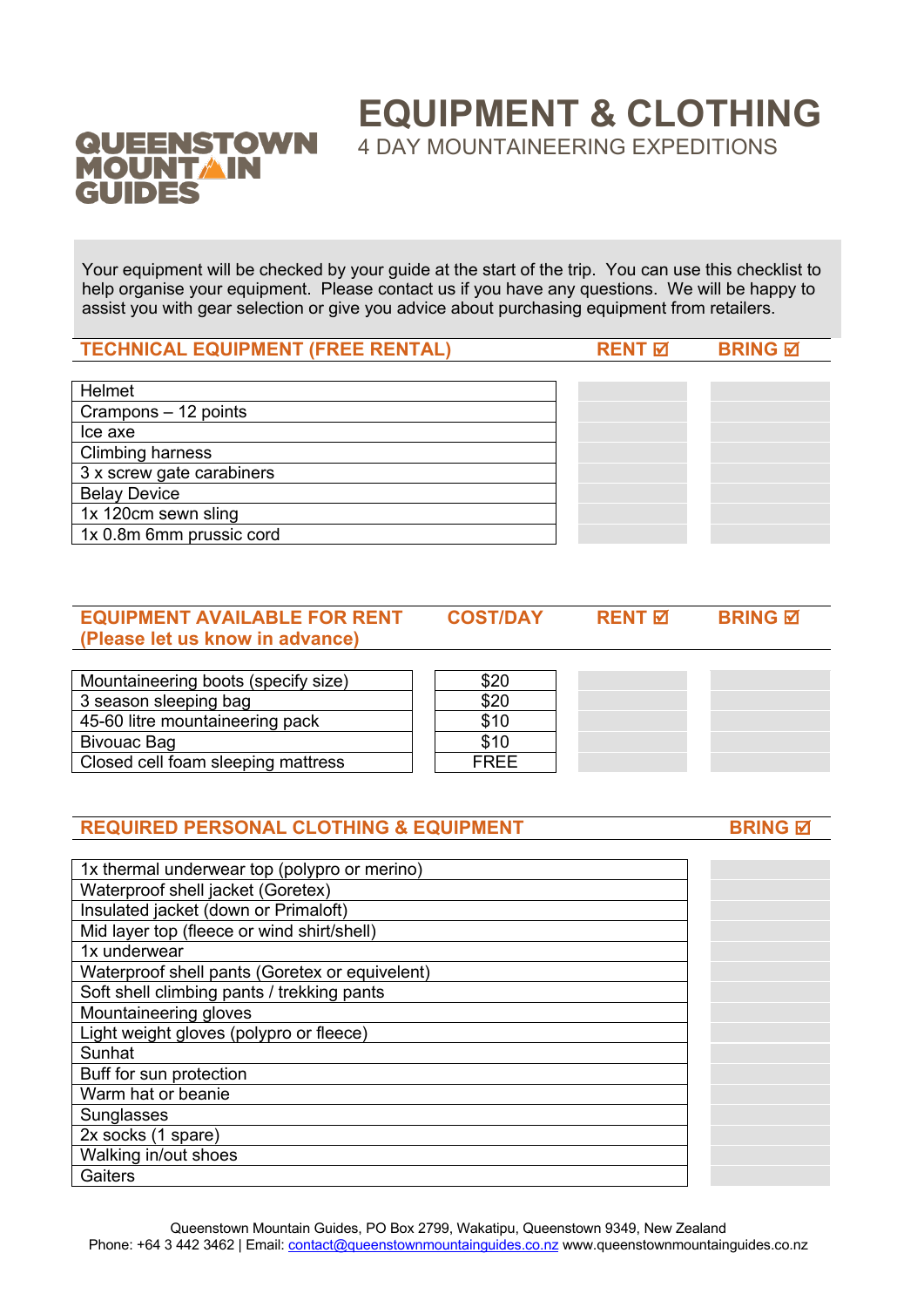# EQUIPMENT & CLOTHING

## 4 DAY MOUNTAINEERING EXPEDITIONS

QUEENSTOWN MOUNTAIN GUIDES

Your equipment will be checked by your guide at the start of the trip. You can use this checklist to help organise your equipment. Please contact us if you have any questions. We will be happy to assist you with gear selection or give you advice about purchasing equipment from retailers.

| TECHNICAL EQUIPMENT (FREE RENTAL) | RENT ☑ | BRING ☑ |
|---|---|---|
| Helmet | | |
| Crampons – 12 points | | |
| Ice axe | | |
| Climbing harness | | |
| 3 x screw gate carabiners | | |
| Belay Device | | |
| 1x 120cm sewn sling | | |
| 1x 0.8m 6mm prussic cord | | |

| EQUIPMENT AVAILABLE FOR RENT (Please let us know in advance) | COST/DAY | RENT ☑ | BRING ☑ |
|---|---|---|---|
| Mountaineering boots (specify size) | $20 | | |
| 3 season sleeping bag | $20 | | |
| 45-60 litre mountaineering pack | $10 | | |
| Bivouac Bag | $10 | | |
| Closed cell foam sleeping mattress | FREE | | |

| REQUIRED PERSONAL CLOTHING & EQUIPMENT | BRING ☑ |
|---|---|
| 1x thermal underwear top (polypro or merino) | |
| Waterproof shell jacket (Goretex) | |
| Insulated jacket (down or Primaloft) | |
| Mid layer top (fleece or wind shirt/shell) | |
| 1x underwear | |
| Waterproof shell pants (Goretex or equivelent) | |
| Soft shell climbing pants / trekking pants | |
| Mountaineering gloves | |
| Light weight gloves (polypro or fleece) | |
| Sunhat | |
| Buff for sun protection | |
| Warm hat or beanie | |
| Sunglasses | |
| 2x socks (1 spare) | |
| Walking in/out shoes | |
| Gaiters | |

Queenstown Mountain Guides, PO Box 2799, Wakatipu, Queenstown 9349, New Zealand
Phone: +64 3 442 3462 | Email: contact@queenstownmountainguides.co.nz www.queenstownmountainguides.co.nz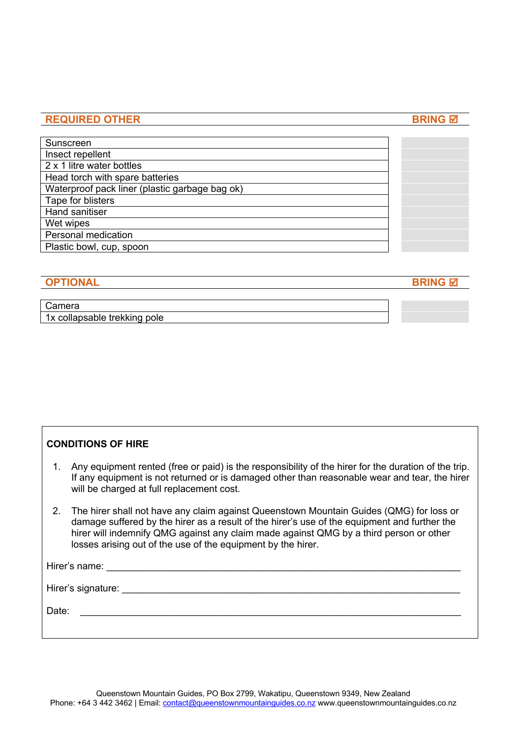| REQUIRED OTHER | BRING ☑ |
| --- | --- |
| Sunscreen | |
| Insect repellent | |
| 2 x 1 litre water bottles | |
| Head torch with spare batteries | |
| Waterproof pack liner (plastic garbage bag ok) | |
| Tape for blisters | |
| Hand sanitiser | |
| Wet wipes | |
| Personal medication | |
| Plastic bowl, cup, spoon | |

| OPTIONAL | BRING ☑ |
| --- | --- |
| Camera | |
| 1x collapsable trekking pole | |

**CONDITIONS OF HIRE**

1. Any equipment rented (free or paid) is the responsibility of the hirer for the duration of the trip. If any equipment is not returned or is damaged other than reasonable wear and tear, the hirer will be charged at full replacement cost.

2. The hirer shall not have any claim against Queenstown Mountain Guides (QMG) for loss or damage suffered by the hirer as a result of the hirer's use of the equipment and further the hirer will indemnify QMG against any claim made against QMG by a third person or other losses arising out of the use of the equipment by the hirer.

Hirer's name: ____________________________________________

Hirer's signature: ____________________________________________

Date: ____________________________________________

Queenstown Mountain Guides, PO Box 2799, Wakatipu, Queenstown 9349, New Zealand
Phone: +64 3 442 3462 | Email: contact@queenstownmountainguides.co.nz www.queenstownmountainguides.co.nz